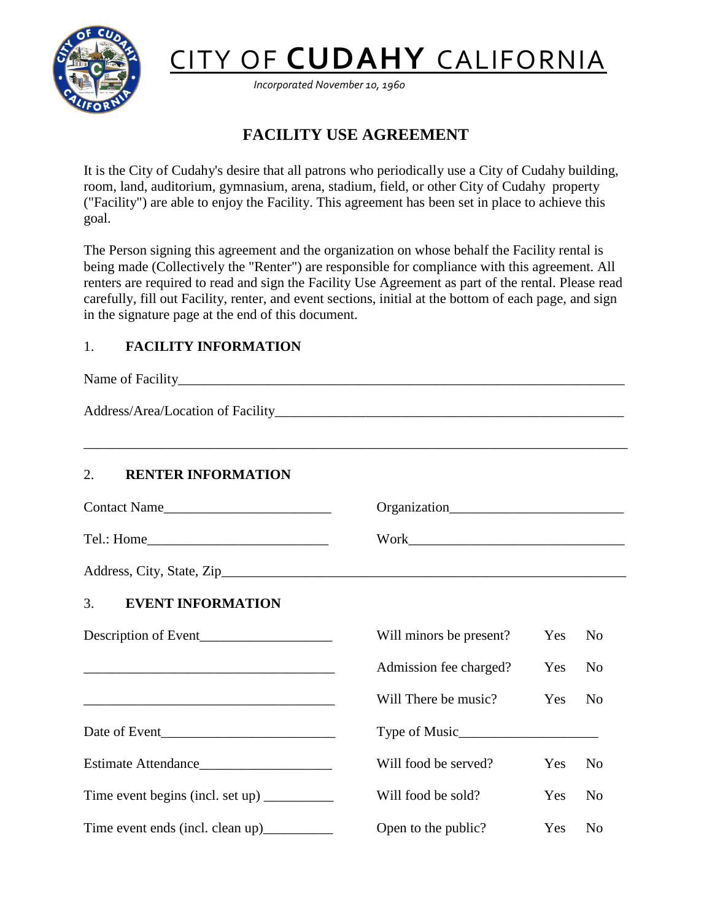# CITY OF CUDAHY CALIFORNIA

*Incorporated November 10, 1960*

## FACILITY USE AGREEMENT

It is the City of Cudahy's desire that all patrons who periodically use a City of Cudahy building, room, land, auditorium, gymnasium, arena, stadium, field, or other City of Cudahy property ("Facility") are able to enjoy the Facility. This agreement has been set in place to achieve this goal.

The Person signing this agreement and the organization on whose behalf the Facility rental is being made (Collectively the "Renter") are responsible for compliance with this agreement. All renters are required to read and sign the Facility Use Agreement as part of the rental. Please read carefully, fill out Facility, renter, and event sections, initial at the bottom of each page, and sign in the signature page at the end of this document.

### 1. FACILITY INFORMATION

Name of Facility_______________________________________________________________

Address/Area/Location of Facility_______________________________________________

_______________________________________________________________________________

### 2. RENTER INFORMATION

Contact Name________________________ Organization________________________

Tel.: Home__________________________ Work______________________________

Address, City, State, Zip_______________________________________________________

### 3. EVENT INFORMATION

Description of Event___________________

_____________________________________

_____________________________________

Date of Event_________________________

Estimate Attendance___________________

Time event begins (incl. set up) __________

Time event ends (incl. clean up)__________

Will minors be present? Yes No

Admission fee charged? Yes No

Will There be music? Yes No

Type of Music____________________

Will food be served? Yes No

Will food be sold? Yes No

Open to the public? Yes No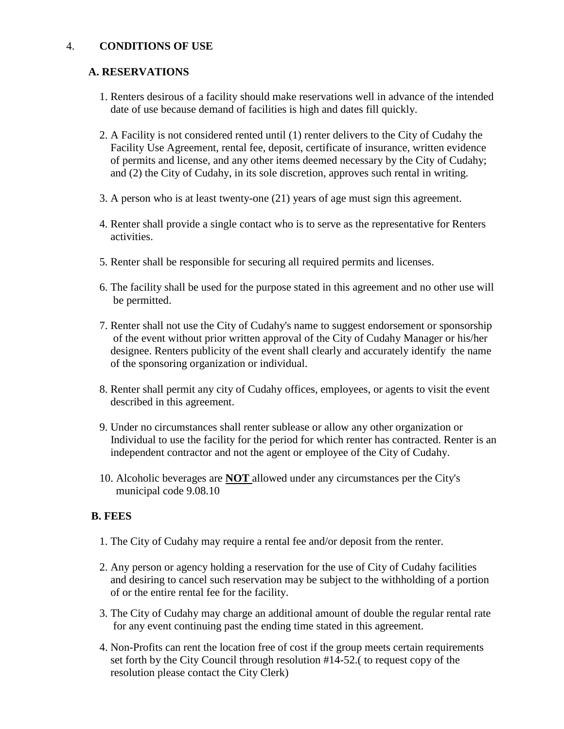## 4. CONDITIONS OF USE

### A. RESERVATIONS

1. Renters desirous of a facility should make reservations well in advance of the intended date of use because demand of facilities is high and dates fill quickly.

2. A Facility is not considered rented until (1) renter delivers to the City of Cudahy the Facility Use Agreement, rental fee, deposit, certificate of insurance, written evidence of permits and license, and any other items deemed necessary by the City of Cudahy; and (2) the City of Cudahy, in its sole discretion, approves such rental in writing.

3. A person who is at least twenty-one (21) years of age must sign this agreement.

4. Renter shall provide a single contact who is to serve as the representative for Renters activities.

5. Renter shall be responsible for securing all required permits and licenses.

6. The facility shall be used for the purpose stated in this agreement and no other use will be permitted.

7. Renter shall not use the City of Cudahy's name to suggest endorsement or sponsorship of the event without prior written approval of the City of Cudahy Manager or his/her designee. Renters publicity of the event shall clearly and accurately identify the name of the sponsoring organization or individual.

8. Renter shall permit any city of Cudahy offices, employees, or agents to visit the event described in this agreement.

9. Under no circumstances shall renter sublease or allow any other organization or Individual to use the facility for the period for which renter has contracted. Renter is an independent contractor and not the agent or employee of the City of Cudahy.

10. Alcoholic beverages are **NOT** allowed under any circumstances per the City's municipal code 9.08.10

### B. FEES

1. The City of Cudahy may require a rental fee and/or deposit from the renter.

2. Any person or agency holding a reservation for the use of City of Cudahy facilities and desiring to cancel such reservation may be subject to the withholding of a portion of or the entire rental fee for the facility.

3. The City of Cudahy may charge an additional amount of double the regular rental rate for any event continuing past the ending time stated in this agreement.

4. Non-Profits can rent the location free of cost if the group meets certain requirements set forth by the City Council through resolution #14-52.( to request copy of the resolution please contact the City Clerk)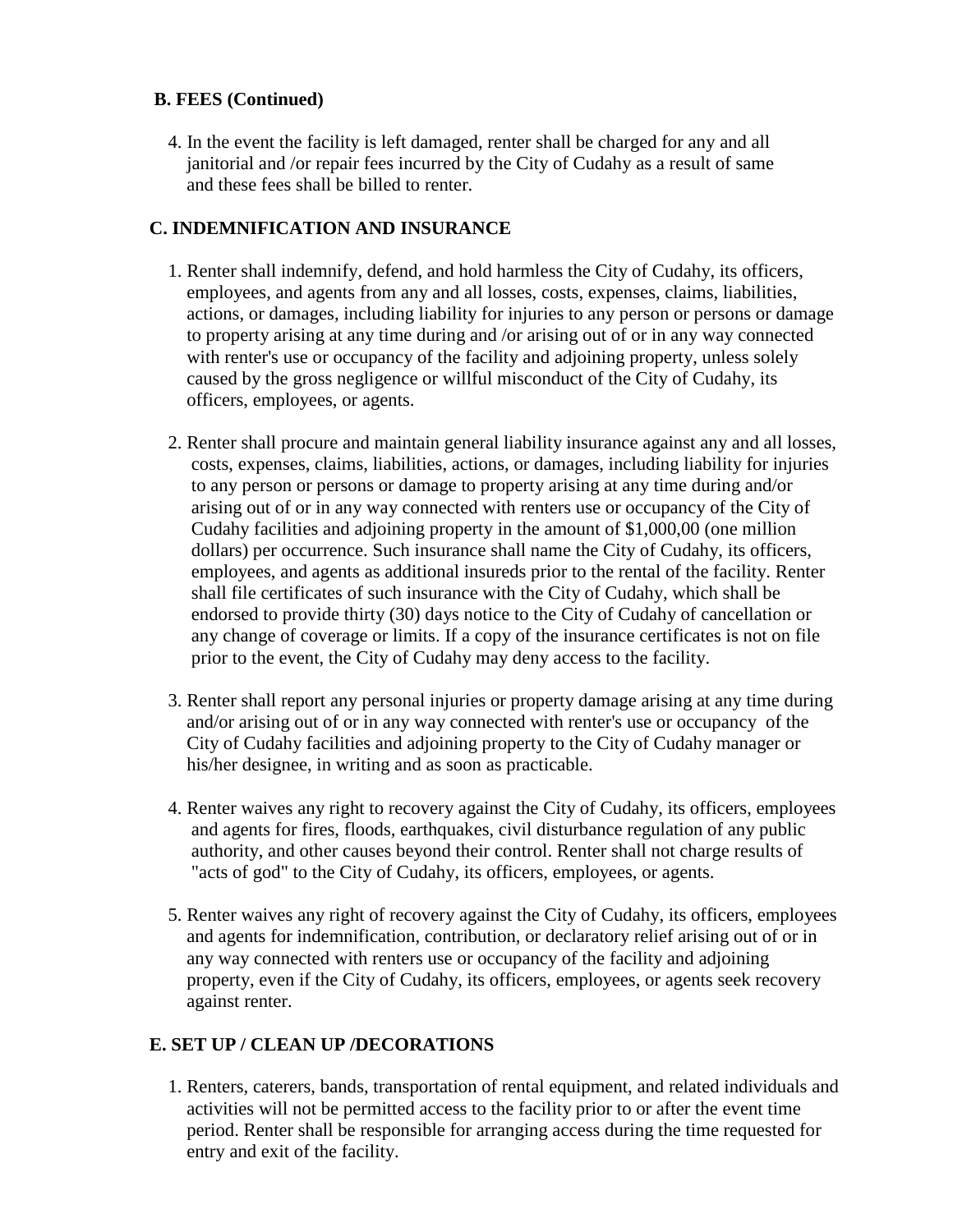**B. FEES (Continued)**

4. In the event the facility is left damaged, renter shall be charged for any and all janitorial and /or repair fees incurred by the City of Cudahy as a result of same and these fees shall be billed to renter.

**C. INDEMNIFICATION AND INSURANCE**

1. Renter shall indemnify, defend, and hold harmless the City of Cudahy, its officers, employees, and agents from any and all losses, costs, expenses, claims, liabilities, actions, or damages, including liability for injuries to any person or persons or damage to property arising at any time during and /or arising out of or in any way connected with renter's use or occupancy of the facility and adjoining property, unless solely caused by the gross negligence or willful misconduct of the City of Cudahy, its officers, employees, or agents.

2. Renter shall procure and maintain general liability insurance against any and all losses, costs, expenses, claims, liabilities, actions, or damages, including liability for injuries to any person or persons or damage to property arising at any time during and/or arising out of or in any way connected with renters use or occupancy of the City of Cudahy facilities and adjoining property in the amount of $1,000,00 (one million dollars) per occurrence. Such insurance shall name the City of Cudahy, its officers, employees, and agents as additional insureds prior to the rental of the facility. Renter shall file certificates of such insurance with the City of Cudahy, which shall be endorsed to provide thirty (30) days notice to the City of Cudahy of cancellation or any change of coverage or limits. If a copy of the insurance certificates is not on file prior to the event, the City of Cudahy may deny access to the facility.

3. Renter shall report any personal injuries or property damage arising at any time during and/or arising out of or in any way connected with renter's use or occupancy of the City of Cudahy facilities and adjoining property to the City of Cudahy manager or his/her designee, in writing and as soon as practicable.

4. Renter waives any right to recovery against the City of Cudahy, its officers, employees and agents for fires, floods, earthquakes, civil disturbance regulation of any public authority, and other causes beyond their control. Renter shall not charge results of "acts of god" to the City of Cudahy, its officers, employees, or agents.

5. Renter waives any right of recovery against the City of Cudahy, its officers, employees and agents for indemnification, contribution, or declaratory relief arising out of or in any way connected with renters use or occupancy of the facility and adjoining property, even if the City of Cudahy, its officers, employees, or agents seek recovery against renter.

**E. SET UP / CLEAN UP /DECORATIONS**

1. Renters, caterers, bands, transportation of rental equipment, and related individuals and activities will not be permitted access to the facility prior to or after the event time period. Renter shall be responsible for arranging access during the time requested for entry and exit of the facility.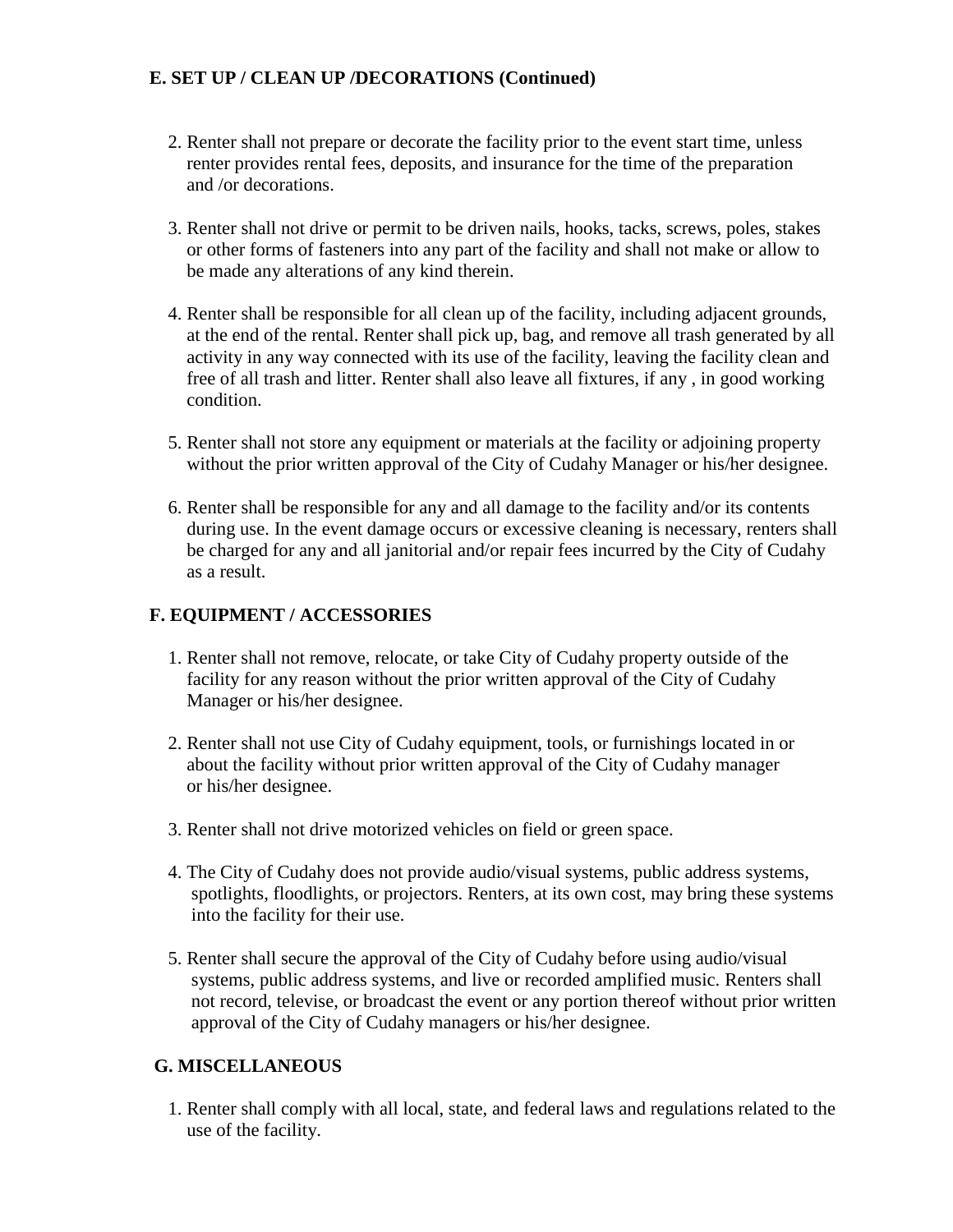**E. SET UP / CLEAN UP /DECORATIONS (Continued)**

2. Renter shall not prepare or decorate the facility prior to the event start time, unless renter provides rental fees, deposits, and insurance for the time of the preparation and /or decorations.

3. Renter shall not drive or permit to be driven nails, hooks, tacks, screws, poles, stakes or other forms of fasteners into any part of the facility and shall not make or allow to be made any alterations of any kind therein.

4. Renter shall be responsible for all clean up of the facility, including adjacent grounds, at the end of the rental. Renter shall pick up, bag, and remove all trash generated by all activity in any way connected with its use of the facility, leaving the facility clean and free of all trash and litter. Renter shall also leave all fixtures, if any , in good working condition.

5. Renter shall not store any equipment or materials at the facility or adjoining property without the prior written approval of the City of Cudahy Manager or his/her designee.

6. Renter shall be responsible for any and all damage to the facility and/or its contents during use. In the event damage occurs or excessive cleaning is necessary, renters shall be charged for any and all janitorial and/or repair fees incurred by the City of Cudahy as a result.

**F. EQUIPMENT / ACCESSORIES**

1. Renter shall not remove, relocate, or take City of Cudahy property outside of the facility for any reason without the prior written approval of the City of Cudahy Manager or his/her designee.

2. Renter shall not use City of Cudahy equipment, tools, or furnishings located in or about the facility without prior written approval of the City of Cudahy manager or his/her designee.

3. Renter shall not drive motorized vehicles on field or green space.

4. The City of Cudahy does not provide audio/visual systems, public address systems, spotlights, floodlights, or projectors. Renters, at its own cost, may bring these systems into the facility for their use.

5. Renter shall secure the approval of the City of Cudahy before using audio/visual systems, public address systems, and live or recorded amplified music. Renters shall not record, televise, or broadcast the event or any portion thereof without prior written approval of the City of Cudahy managers or his/her designee.

**G. MISCELLANEOUS**

1. Renter shall comply with all local, state, and federal laws and regulations related to the use of the facility.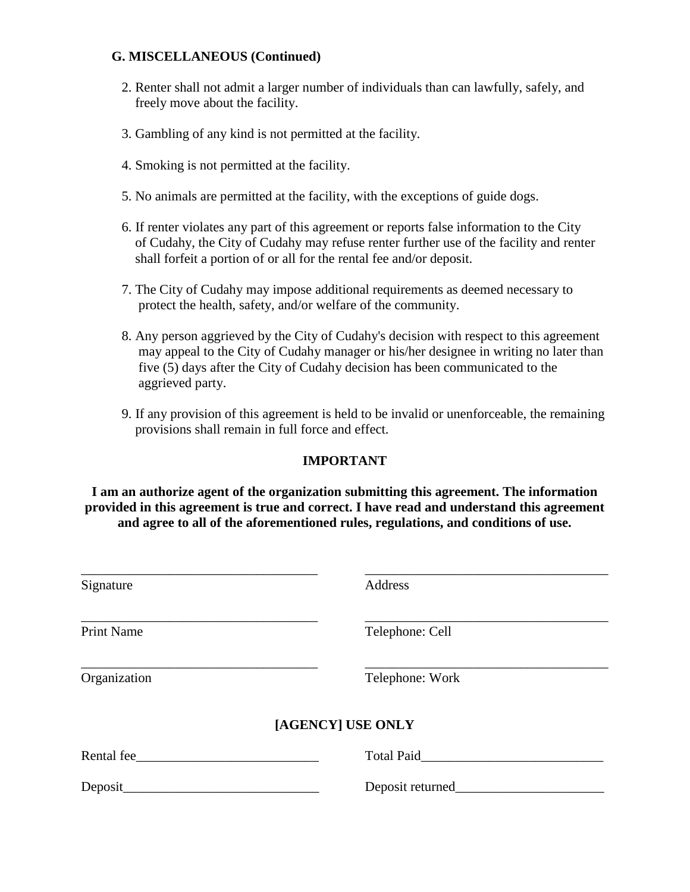### G. MISCELLANEOUS (Continued)

2. Renter shall not admit a larger number of individuals than can lawfully, safely, and freely move about the facility.

3. Gambling of any kind is not permitted at the facility.

4. Smoking is not permitted at the facility.

5. No animals are permitted at the facility, with the exceptions of guide dogs.

6. If renter violates any part of this agreement or reports false information to the City of Cudahy, the City of Cudahy may refuse renter further use of the facility and renter shall forfeit a portion of or all for the rental fee and/or deposit.

7. The City of Cudahy may impose additional requirements as deemed necessary to protect the health, safety, and/or welfare of the community.

8. Any person aggrieved by the City of Cudahy's decision with respect to this agreement may appeal to the City of Cudahy manager or his/her designee in writing no later than five (5) days after the City of Cudahy decision has been communicated to the aggrieved party.

9. If any provision of this agreement is held to be invalid or unenforceable, the remaining provisions shall remain in full force and effect.

**IMPORTANT**

**I am an authorize agent of the organization submitting this agreement. The information provided in this agreement is true and correct. I have read and understand this agreement and agree to all of the aforementioned rules, regulations, and conditions of use.**

| | |
|---|---|
| ___________________________________ | ___________________________________ |
| Signature | Address |
| ___________________________________ | ___________________________________ |
| Print Name | Telephone: Cell |
| ___________________________________ | ___________________________________ |
| Organization | Telephone: Work |

**[AGENCY] USE ONLY**

| | |
|---|---|
| Rental fee___________________________ | Total Paid___________________________ |
| Deposit_____________________________ | Deposit returned______________________ |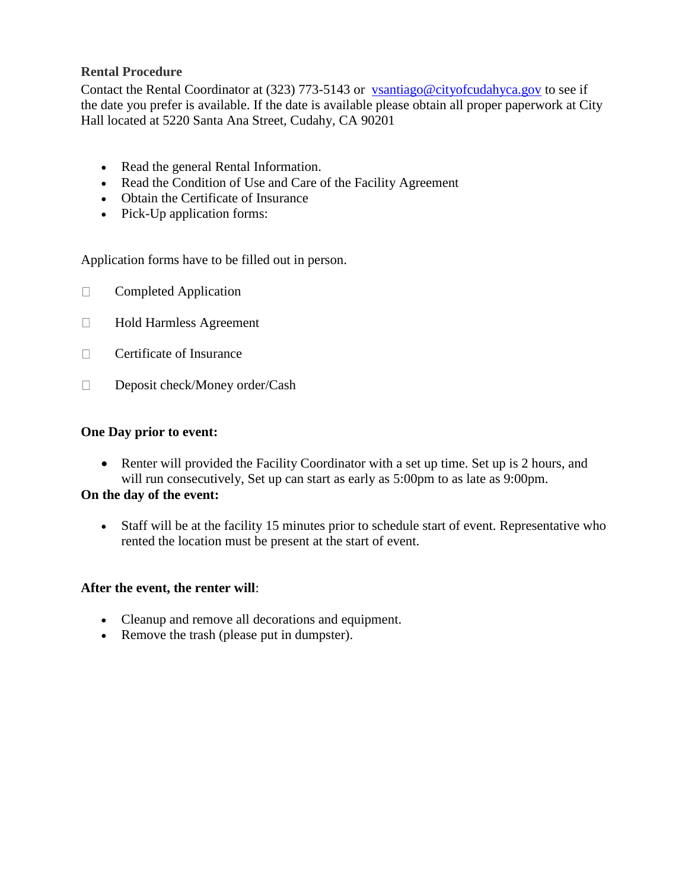**Rental Procedure**

Contact the Rental Coordinator at (323) 773-5143 or [vsantiago@cityofcudahyca.gov](mailto:vsantiago@cityofcudahyca.gov) to see if the date you prefer is available. If the date is available please obtain all proper paperwork at City Hall located at 5220 Santa Ana Street, Cudahy, CA 90201

- Read the general Rental Information.
- Read the Condition of Use and Care of the Facility Agreement
- Obtain the Certificate of Insurance
- Pick-Up application forms:

Application forms have to be filled out in person.

- ☐ Completed Application
- ☐ Hold Harmless Agreement
- ☐ Certificate of Insurance
- ☐ Deposit check/Money order/Cash

**One Day prior to event:**

- Renter will provided the Facility Coordinator with a set up time. Set up is 2 hours, and will run consecutively, Set up can start as early as 5:00pm to as late as 9:00pm.

**On the day of the event:**

- Staff will be at the facility 15 minutes prior to schedule start of event. Representative who rented the location must be present at the start of event.

**After the event, the renter will**:

- Cleanup and remove all decorations and equipment.
- Remove the trash (please put in dumpster).